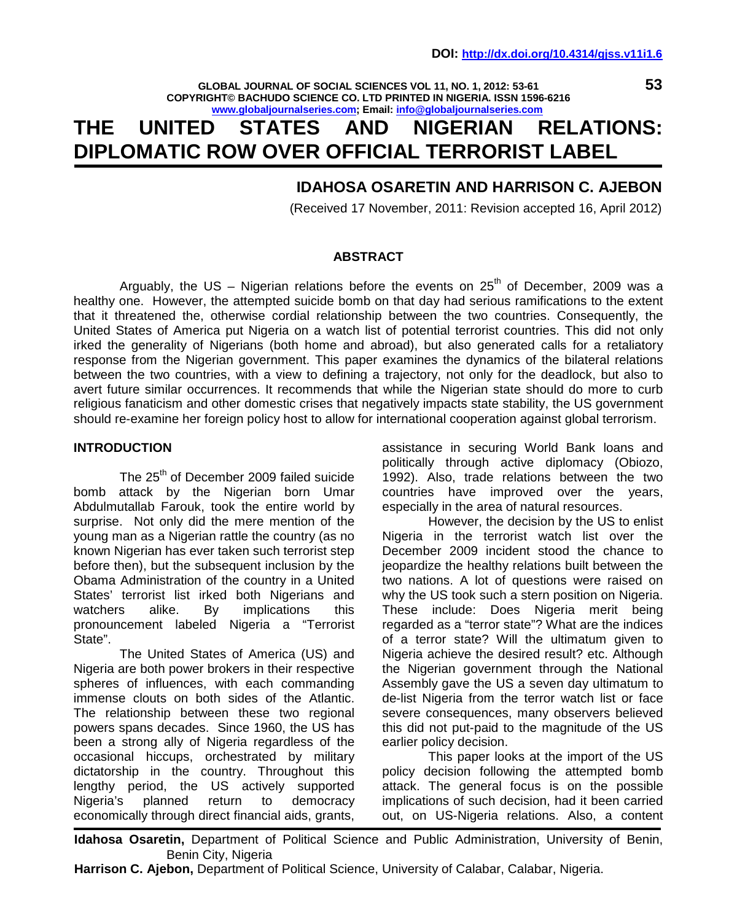DOI: http://dx.doi.org/10.4314/gjss.v11i1.6

# THE UNITED STATES AND NIGERIAN RELATIONS: DIPLOMATIC ROW OVER OFFICIAL TERRORIST LABEL

## IDAHOSA OSARETIN AND HARRISON C. AJEBON

(Received 17 November, 2011: Revision accepted 16, April 2012)

### ABSTRACT

Arguably, the US – Nigerian relations before the events on 25th of December, 2009 was a healthy one. However, the attempted suicide bomb on that day had serious ramifications to the extent that it threatened the, otherwise cordial relationship between the two countries. Consequently, the United States of America put Nigeria on a watch list of potential terrorist countries. This did not only irked the generality of Nigerians (both home and abroad), but also generated calls for a retaliatory response from the Nigerian government. This paper examines the dynamics of the bilateral relations between the two countries, with a view to defining a trajectory, not only for the deadlock, but also to avert future similar occurrences. It recommends that while the Nigerian state should do more to curb religious fanaticism and other domestic crises that negatively impacts state stability, the US government should re-examine her foreign policy host to allow for international cooperation against global terrorism.

### INTRODUCTION

The 25th of December 2009 failed suicide bomb attack by the Nigerian born Umar Abdulmutallab Farouk, took the entire world by surprise. Not only did the mere mention of the young man as a Nigerian rattle the country (as no known Nigerian has ever taken such terrorist step before then), but the subsequent inclusion by the Obama Administration of the country in a United States' terrorist list irked both Nigerians and watchers alike. By implications this pronouncement labeled Nigeria a "Terrorist State".

The United States of America (US) and Nigeria are both power brokers in their respective spheres of influences, with each commanding immense clouts on both sides of the Atlantic. The relationship between these two regional powers spans decades. Since 1960, the US has been a strong ally of Nigeria regardless of the occasional hiccups, orchestrated by military dictatorship in the country. Throughout this lengthy period, the US actively supported Nigeria's planned return to democracy economically through direct financial aids, grants, assistance in securing World Bank loans and politically through active diplomacy (Obiozo, 1992). Also, trade relations between the two countries have improved over the years, especially in the area of natural resources.

However, the decision by the US to enlist Nigeria in the terrorist watch list over the December 2009 incident stood the chance to jeopardize the healthy relations built between the two nations. A lot of questions were raised on why the US took such a stern position on Nigeria. These include: Does Nigeria merit being regarded as a "terror state"? What are the indices of a terror state? Will the ultimatum given to Nigeria achieve the desired result? etc. Although the Nigerian government through the National Assembly gave the US a seven day ultimatum to de-list Nigeria from the terror watch list or face severe consequences, many observers believed this did not put-paid to the magnitude of the US earlier policy decision.

This paper looks at the import of the US policy decision following the attempted bomb attack. The general focus is on the possible implications of such decision, had it been carried out, on US-Nigeria relations. Also, a content

**Idahosa Osaretin,** Department of Political Science and Public Administration, University of Benin, Benin City, Nigeria

**Harrison C. Ajebon,** Department of Political Science, University of Calabar, Calabar, Nigeria.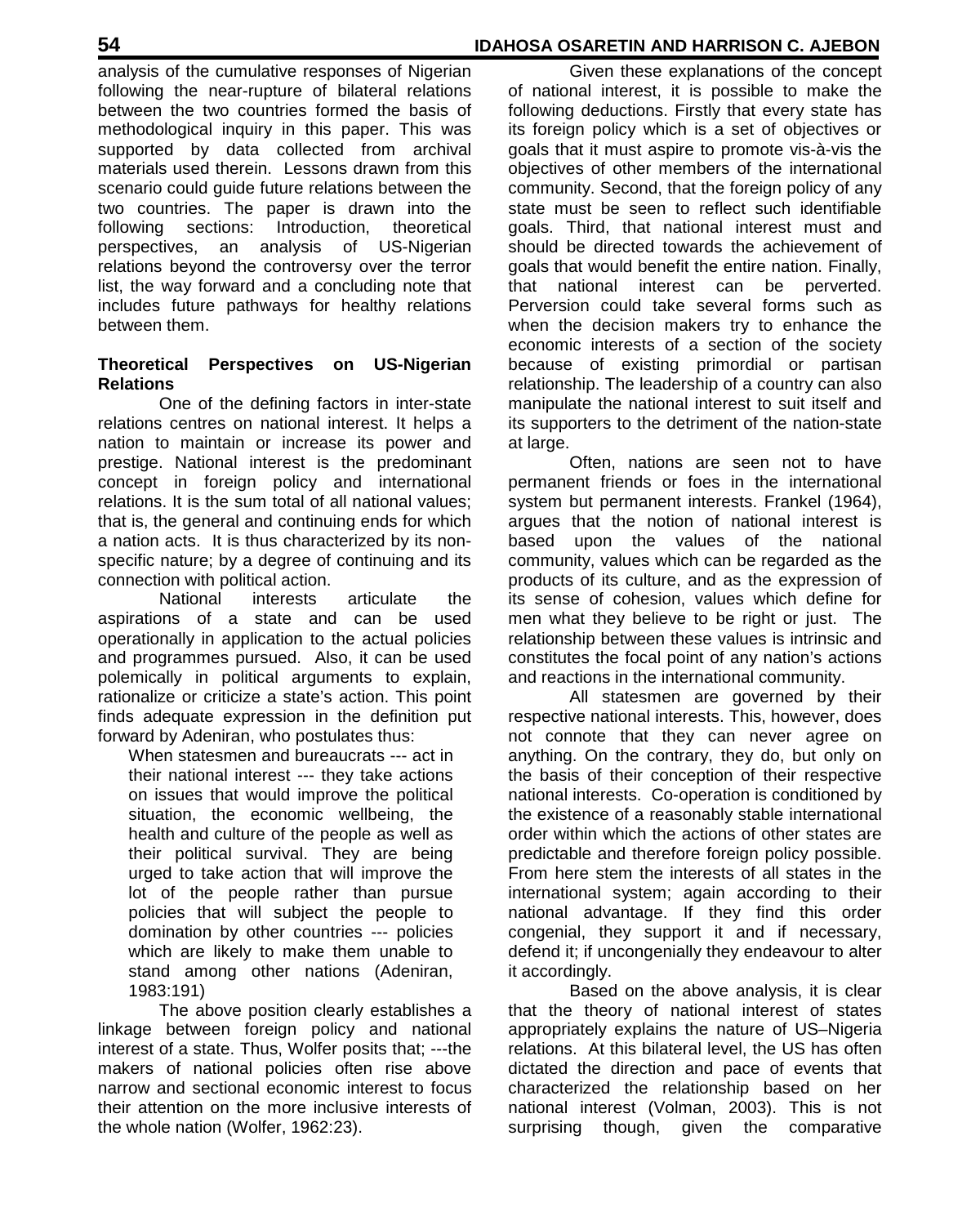analysis of the cumulative responses of Nigerian following the near-rupture of bilateral relations between the two countries formed the basis of methodological inquiry in this paper. This was supported by data collected from archival materials used therein. Lessons drawn from this scenario could guide future relations between the two countries. The paper is drawn into the following sections: Introduction, theoretical perspectives, an analysis of US-Nigerian relations beyond the controversy over the terror list, the way forward and a concluding note that includes future pathways for healthy relations between them.

## Theoretical Perspectives on US-Nigerian Relations

One of the defining factors in inter-state relations centres on national interest. It helps a nation to maintain or increase its power and prestige. National interest is the predominant concept in foreign policy and international relations. It is the sum total of all national values; that is, the general and continuing ends for which a nation acts. It is thus characterized by its non-specific nature; by a degree of continuing and its connection with political action.

National interests articulate the aspirations of a state and can be used operationally in application to the actual policies and programmes pursued. Also, it can be used polemically in political arguments to explain, rationalize or criticize a state's action. This point finds adequate expression in the definition put forward by Adeniran, who postulates thus:

> When statesmen and bureaucrats --- act in their national interest --- they take actions on issues that would improve the political situation, the economic wellbeing, the health and culture of the people as well as their political survival. They are being urged to take action that will improve the lot of the people rather than pursue policies that will subject the people to domination by other countries --- policies which are likely to make them unable to stand among other nations (Adeniran, 1983:191)

The above position clearly establishes a linkage between foreign policy and national interest of a state. Thus, Wolfer posits that; ---the makers of national policies often rise above narrow and sectional economic interest to focus their attention on the more inclusive interests of the whole nation (Wolfer, 1962:23).

Given these explanations of the concept of national interest, it is possible to make the following deductions. Firstly that every state has its foreign policy which is a set of objectives or goals that it must aspire to promote vis-à-vis the objectives of other members of the international community. Second, that the foreign policy of any state must be seen to reflect such identifiable goals. Third, that national interest must and should be directed towards the achievement of goals that would benefit the entire nation. Finally, that national interest can be perverted. Perversion could take several forms such as when the decision makers try to enhance the economic interests of a section of the society because of existing primordial or partisan relationship. The leadership of a country can also manipulate the national interest to suit itself and its supporters to the detriment of the nation-state at large.

Often, nations are seen not to have permanent friends or foes in the international system but permanent interests. Frankel (1964), argues that the notion of national interest is based upon the values of the national community, values which can be regarded as the products of its culture, and as the expression of its sense of cohesion, values which define for men what they believe to be right or just. The relationship between these values is intrinsic and constitutes the focal point of any nation's actions and reactions in the international community.

All statesmen are governed by their respective national interests. This, however, does not connote that they can never agree on anything. On the contrary, they do, but only on the basis of their conception of their respective national interests. Co-operation is conditioned by the existence of a reasonably stable international order within which the actions of other states are predictable and therefore foreign policy possible. From here stem the interests of all states in the international system; again according to their national advantage. If they find this order congenial, they support it and if necessary, defend it; if uncongenially they endeavour to alter it accordingly.

Based on the above analysis, it is clear that the theory of national interest of states appropriately explains the nature of US–Nigeria relations. At this bilateral level, the US has often dictated the direction and pace of events that characterized the relationship based on her national interest (Volman, 2003). This is not surprising though, given the comparative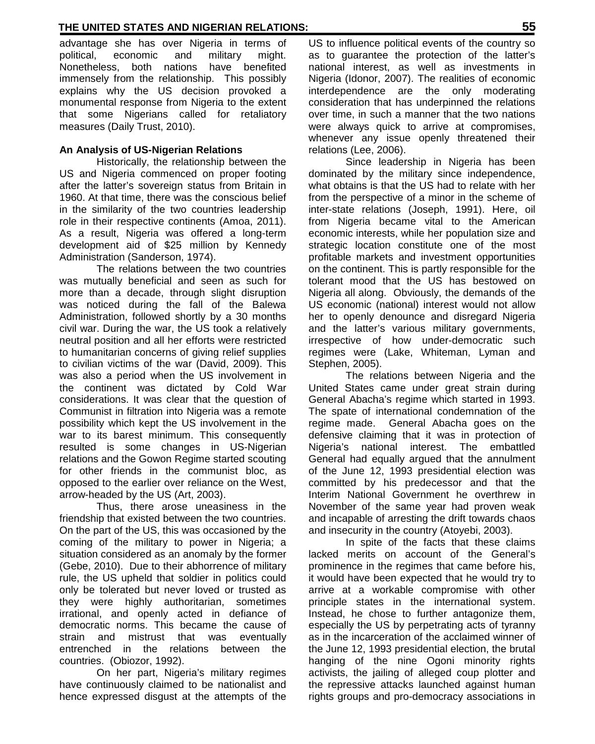advantage she has over Nigeria in terms of political, economic and military might. Nonetheless, both nations have benefited immensely from the relationship. This possibly explains why the US decision provoked a monumental response from Nigeria to the extent that some Nigerians called for retaliatory measures (Daily Trust, 2010).

**An Analysis of US-Nigerian Relations**

Historically, the relationship between the US and Nigeria commenced on proper footing after the latter's sovereign status from Britain in 1960. At that time, there was the conscious belief in the similarity of the two countries leadership role in their respective continents (Amoa, 2011). As a result, Nigeria was offered a long-term development aid of $25 million by Kennedy Administration (Sanderson, 1974).

The relations between the two countries was mutually beneficial and seen as such for more than a decade, through slight disruption was noticed during the fall of the Balewa Administration, followed shortly by a 30 months civil war. During the war, the US took a relatively neutral position and all her efforts were restricted to humanitarian concerns of giving relief supplies to civilian victims of the war (David, 2009). This was also a period when the US involvement in the continent was dictated by Cold War considerations. It was clear that the question of Communist in filtration into Nigeria was a remote possibility which kept the US involvement in the war to its barest minimum. This consequently resulted is some changes in US-Nigerian relations and the Gowon Regime started scouting for other friends in the communist bloc, as opposed to the earlier over reliance on the West, arrow-headed by the US (Art, 2003).

Thus, there arose uneasiness in the friendship that existed between the two countries. On the part of the US, this was occasioned by the coming of the military to power in Nigeria; a situation considered as an anomaly by the former (Gebe, 2010). Due to their abhorrence of military rule, the US upheld that soldier in politics could only be tolerated but never loved or trusted as they were highly authoritarian, sometimes irrational, and openly acted in defiance of democratic norms. This became the cause of strain and mistrust that was eventually entrenched in the relations between the countries. (Obiozor, 1992).

On her part, Nigeria's military regimes have continuously claimed to be nationalist and hence expressed disgust at the attempts of the US to influence political events of the country so as to guarantee the protection of the latter's national interest, as well as investments in Nigeria (Idonor, 2007). The realities of economic interdependence are the only moderating consideration that has underpinned the relations over time, in such a manner that the two nations were always quick to arrive at compromises, whenever any issue openly threatened their relations (Lee, 2006).

Since leadership in Nigeria has been dominated by the military since independence, what obtains is that the US had to relate with her from the perspective of a minor in the scheme of inter-state relations (Joseph, 1991). Here, oil from Nigeria became vital to the American economic interests, while her population size and strategic location constitute one of the most profitable markets and investment opportunities on the continent. This is partly responsible for the tolerant mood that the US has bestowed on Nigeria all along. Obviously, the demands of the US economic (national) interest would not allow her to openly denounce and disregard Nigeria and the latter's various military governments, irrespective of how under-democratic such regimes were (Lake, Whiteman, Lyman and Stephen, 2005).

The relations between Nigeria and the United States came under great strain during General Abacha's regime which started in 1993. The spate of international condemnation of the regime made. General Abacha goes on the defensive claiming that it was in protection of Nigeria's national interest. The embattled General had equally argued that the annulment of the June 12, 1993 presidential election was committed by his predecessor and that the Interim National Government he overthrew in November of the same year had proven weak and incapable of arresting the drift towards chaos and insecurity in the country (Atoyebi, 2003).

In spite of the facts that these claims lacked merits on account of the General's prominence in the regimes that came before his, it would have been expected that he would try to arrive at a workable compromise with other principle states in the international system. Instead, he chose to further antagonize them, especially the US by perpetrating acts of tyranny as in the incarceration of the acclaimed winner of the June 12, 1993 presidential election, the brutal hanging of the nine Ogoni minority rights activists, the jailing of alleged coup plotter and the repressive attacks launched against human rights groups and pro-democracy associations in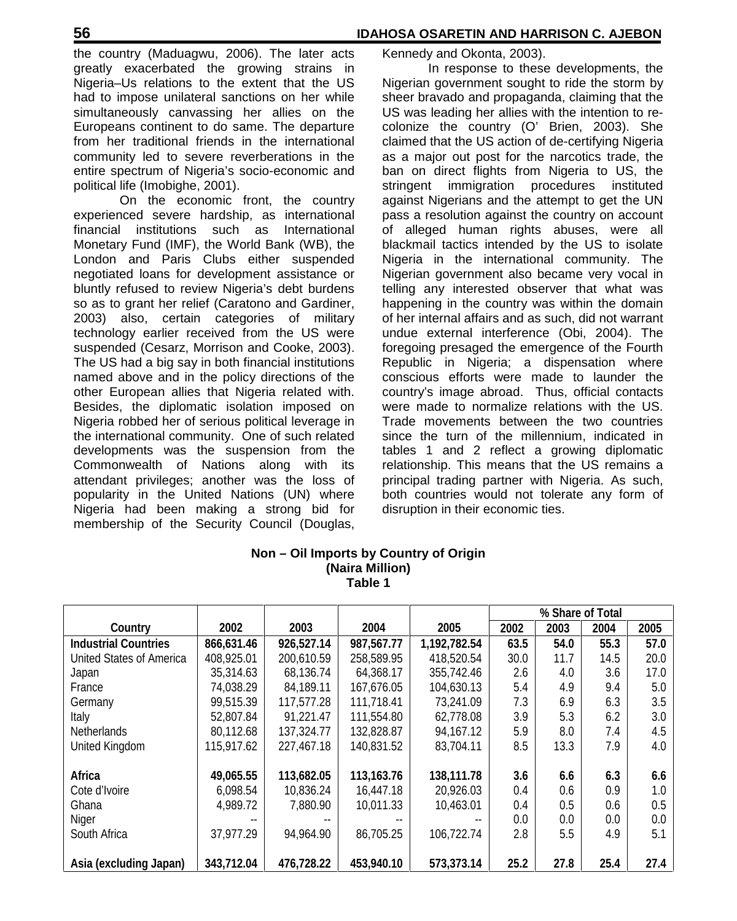the country (Maduagwu, 2006). The later acts greatly exacerbated the growing strains in Nigeria–Us relations to the extent that the US had to impose unilateral sanctions on her while simultaneously canvassing her allies on the Europeans continent to do same. The departure from her traditional friends in the international community led to severe reverberations in the entire spectrum of Nigeria's socio-economic and political life (Imobighe, 2001).

On the economic front, the country experienced severe hardship, as international financial institutions such as International Monetary Fund (IMF), the World Bank (WB), the London and Paris Clubs either suspended negotiated loans for development assistance or bluntly refused to review Nigeria's debt burdens so as to grant her relief (Caratono and Gardiner, 2003) also, certain categories of military technology earlier received from the US were suspended (Cesarz, Morrison and Cooke, 2003). The US had a big say in both financial institutions named above and in the policy directions of the other European allies that Nigeria related with. Besides, the diplomatic isolation imposed on Nigeria robbed her of serious political leverage in the international community. One of such related developments was the suspension from the Commonwealth of Nations along with its attendant privileges; another was the loss of popularity in the United Nations (UN) where Nigeria had been making a strong bid for membership of the Security Council (Douglas, Kennedy and Okonta, 2003).

In response to these developments, the Nigerian government sought to ride the storm by sheer bravado and propaganda, claiming that the US was leading her allies with the intention to re-colonize the country (O' Brien, 2003). She claimed that the US action of de-certifying Nigeria as a major out post for the narcotics trade, the ban on direct flights from Nigeria to US, the stringent immigration procedures instituted against Nigerians and the attempt to get the UN pass a resolution against the country on account of alleged human rights abuses, were all blackmail tactics intended by the US to isolate Nigeria in the international community. The Nigerian government also became very vocal in telling any interested observer that what was happening in the country was within the domain of her internal affairs and as such, did not warrant undue external interference (Obi, 2004). The foregoing presaged the emergence of the Fourth Republic in Nigeria; a dispensation where conscious efforts were made to launder the country's image abroad. Thus, official contacts were made to normalize relations with the US. Trade movements between the two countries since the turn of the millennium, indicated in tables 1 and 2 reflect a growing diplomatic relationship. This means that the US remains a principal trading partner with Nigeria. As such, both countries would not tolerate any form of disruption in their economic ties.

**Non – Oil Imports by Country of Origin**
**(Naira Million)**
**Table 1**

| | | | | | % Share of Total | | | |
|---|---|---|---|---|---|---|---|---|
| **Country** | **2002** | **2003** | **2004** | **2005** | **2002** | **2003** | **2004** | **2005** |
| **Industrial Countries** | **866,631.46** | **926,527.14** | **987,567.77** | **1,192,782.54** | **63.5** | **54.0** | **55.3** | **57.0** |
| United States of America | 408,925.01 | 200,610.59 | 258,589.95 | 418,520.54 | 30.0 | 11.7 | 14.5 | 20.0 |
| Japan | 35,314.63 | 68,136.74 | 64,368.17 | 355,742.46 | 2.6 | 4.0 | 3.6 | 17.0 |
| France | 74,038.29 | 84,189.11 | 167,676.05 | 104,630.13 | 5.4 | 4.9 | 9.4 | 5.0 |
| Germany | 99,515.39 | 117,577.28 | 111,718.41 | 73,241.09 | 7.3 | 6.9 | 6.3 | 3.5 |
| Italy | 52,807.84 | 91,221.47 | 111,554.80 | 62,778.08 | 3.9 | 5.3 | 6.2 | 3.0 |
| Netherlands | 80,112.68 | 137,324.77 | 132,828.87 | 94,167.12 | 5.9 | 8.0 | 7.4 | 4.5 |
| United Kingdom | 115,917.62 | 227,467.18 | 140,831.52 | 83,704.11 | 8.5 | 13.3 | 7.9 | 4.0 |
| | | | | | | | | |
| **Africa** | **49,065.55** | **113,682.05** | **113,163.76** | **138,111.78** | **3.6** | **6.6** | **6.3** | **6.6** |
| Cote d'Ivoire | 6,098.54 | 10,836.24 | 16,447.18 | 20,926.03 | 0.4 | 0.6 | 0.9 | 1.0 |
| Ghana | 4,989.72 | 7,880.90 | 10,011.33 | 10,463.01 | 0.4 | 0.5 | 0.6 | 0.5 |
| Niger | -- | -- | -- | -- | 0.0 | 0.0 | 0.0 | 0.0 |
| South Africa | 37,977.29 | 94,964.90 | 86,705.25 | 106,722.74 | 2.8 | 5.5 | 4.9 | 5.1 |
| | | | | | | | | |
| **Asia (excluding Japan)** | **343,712.04** | **476,728.22** | **453,940.10** | **573,373.14** | **25.2** | **27.8** | **25.4** | **27.4** |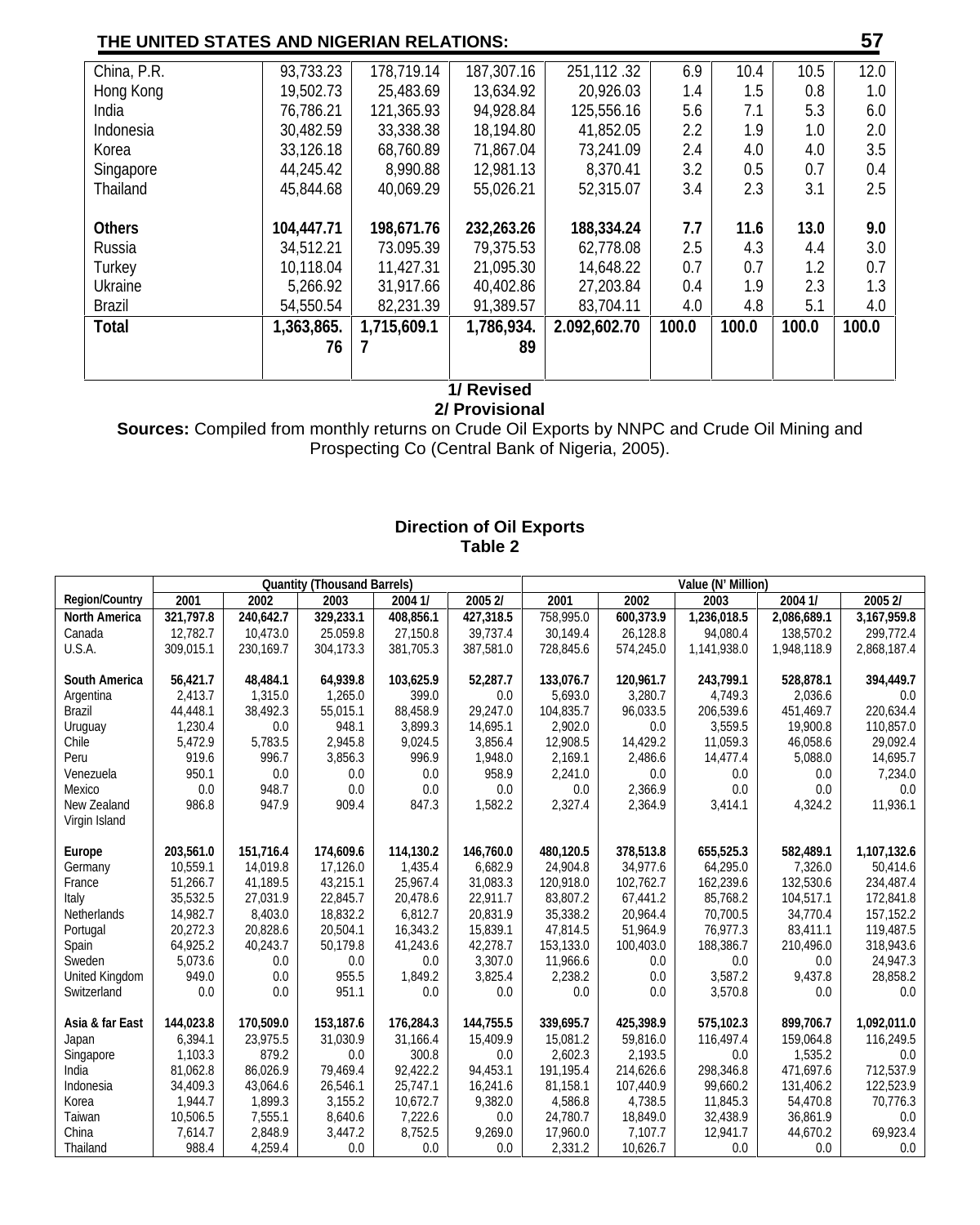| | | | | | | | | |
|---|---|---|---|---|---|---|---|---|
| China, P.R. | 93,733.23 | 178,719.14 | 187,307.16 | 251,112 .32 | 6.9 | 10.4 | 10.5 | 12.0 |
| Hong Kong | 19,502.73 | 25,483.69 | 13,634.92 | 20,926.03 | 1.4 | 1.5 | 0.8 | 1.0 |
| India | 76,786.21 | 121,365.93 | 94,928.84 | 125,556.16 | 5.6 | 7.1 | 5.3 | 6.0 |
| Indonesia | 30,482.59 | 33,338.38 | 18,194.80 | 41,852.05 | 2.2 | 1.9 | 1.0 | 2.0 |
| Korea | 33,126.18 | 68,760.89 | 71,867.04 | 73,241.09 | 2.4 | 4.0 | 4.0 | 3.5 |
| Singapore | 44,245.42 | 8,990.88 | 12,981.13 | 8,370.41 | 3.2 | 0.5 | 0.7 | 0.4 |
| Thailand | 45,844.68 | 40,069.29 | 55,026.21 | 52,315.07 | 3.4 | 2.3 | 3.1 | 2.5 |
| **Others** | **104,447.71** | **198,671.76** | **232,263.26** | **188,334.24** | **7.7** | **11.6** | **13.0** | **9.0** |
| Russia | 34,512.21 | 73.095.39 | 79,375.53 | 62,778.08 | 2.5 | 4.3 | 4.4 | 3.0 |
| Turkey | 10,118.04 | 11,427.31 | 21,095.30 | 14,648.22 | 0.7 | 0.7 | 1.2 | 0.7 |
| Ukraine | 5,266.92 | 31,917.66 | 40,402.86 | 27,203.84 | 0.4 | 1.9 | 2.3 | 1.3 |
| Brazil | 54,550.54 | 82,231.39 | 91,389.57 | 83,704.11 | 4.0 | 4.8 | 5.1 | 4.0 |
| **Total** | **1,363,865.76** | **1,715,609.17** | **1,786,934.89** | **2.092,602.70** | **100.0** | **100.0** | **100.0** | **100.0** |

**1/ Revised**
**2/ Provisional**

**Sources:** Compiled from monthly returns on Crude Oil Exports by NNPC and Crude Oil Mining and Prospecting Co (Central Bank of Nigeria, 2005).

**Direction of Oil Exports**
**Table 2**

| | Quantity (Thousand Barrels) | | | | | Value (N' Million) | | | | |
|---|---|---|---|---|---|---|---|---|---|---|
| **Region/Country** | **2001** | **2002** | **2003** | **2004 1/** | **2005 2/** | **2001** | **2002** | **2003** | **2004 1/** | **2005 2/** |
| **North America** | **321,797.8** | **240,642.7** | **329,233.1** | **408,856.1** | **427,318.5** | 758,995.0 | **600,373.9** | **1,236,018.5** | **2,086,689.1** | **3,167,959.8** |
| Canada | 12,782.7 | 10,473.0 | 25.059.8 | 27,150.8 | 39,737.4 | 30,149.4 | 26,128.8 | 94,080.4 | 138,570.2 | 299,772.4 |
| U.S.A. | 309,015.1 | 230,169.7 | 304,173.3 | 381,705.3 | 387,581.0 | 728,845.6 | 574,245.0 | 1,141,938.0 | 1,948,118.9 | 2,868,187.4 |
| **South America** | **56,421.7** | **48,484.1** | **64,939.8** | **103,625.9** | **52,287.7** | **133,076.7** | **120,961.7** | **243,799.1** | **528,878.1** | **394,449.7** |
| Argentina | 2,413.7 | 1,315.0 | 1,265.0 | 399.0 | 0.0 | 5,693.0 | 3,280.7 | 4,749.3 | 2,036.6 | 0.0 |
| Brazil | 44,448.1 | 38,492.3 | 55,015.1 | 88,458.9 | 29,247.0 | 104,835.7 | 96,033.5 | 206,539.6 | 451,469.7 | 220,634.4 |
| Uruguay | 1,230.4 | 0.0 | 948.1 | 3,899.3 | 14,695.1 | 2,902.0 | 0.0 | 3,559.5 | 19,900.8 | 110,857.0 |
| Chile | 5,472.9 | 5,783.5 | 2,945.8 | 9,024.5 | 3,856.4 | 12,908.5 | 14,429.2 | 11,059.3 | 46,058.6 | 29,092.4 |
| Peru | 919.6 | 996.7 | 3,856.3 | 996.9 | 1,948.0 | 2,169.1 | 2,486.6 | 14,477.4 | 5,088.0 | 14,695.7 |
| Venezuela | 950.1 | 0.0 | 0.0 | 0.0 | 958.9 | 2,241.0 | 0.0 | 0.0 | 0.0 | 7,234.0 |
| Mexico | 0.0 | 948.7 | 0.0 | 0.0 | 0.0 | 0.0 | 2,366.9 | 0.0 | 0.0 | 0.0 |
| New Zealand | 986.8 | 947.9 | 909.4 | 847.3 | 1,582.2 | 2,327.4 | 2,364.9 | 3,414.1 | 4,324.2 | 11,936.1 |
| Virgin Island | | | | | | | | | | |
| **Europe** | **203,561.0** | **151,716.4** | **174,609.6** | **114,130.2** | **146,760.0** | **480,120.5** | **378,513.8** | **655,525.3** | **582,489.1** | **1,107,132.6** |
| Germany | 10,559.1 | 14,019.8 | 17,126.0 | 1,435.4 | 6,682.9 | 24,904.8 | 34,977.6 | 64,295.0 | 7,326.0 | 50,414.6 |
| France | 51,266.7 | 41,189.5 | 43,215.1 | 25,967.4 | 31,083.3 | 120,918.0 | 102,762.7 | 162,239.6 | 132,530.6 | 234,487.4 |
| Italy | 35,532.5 | 27,031.9 | 22,845.7 | 20,478.6 | 22,911.7 | 83,807.2 | 67,441.2 | 85,768.2 | 104,517.1 | 172,841.8 |
| Netherlands | 14,982.7 | 8,403.0 | 18,832.2 | 6,812.7 | 20,831.9 | 35,338.2 | 20,964.4 | 70,700.5 | 34,770.4 | 157,152.2 |
| Portugal | 20,272.3 | 20,828.6 | 20,504.1 | 16,343.2 | 15,839.1 | 47,814.5 | 51,964.9 | 76,977.3 | 83,411.1 | 119,487.5 |
| Spain | 64,925.2 | 40,243.7 | 50,179.8 | 41,243.6 | 42,278.7 | 153,133.0 | 100,403.0 | 188,386.7 | 210,496.0 | 318,943.6 |
| Sweden | 5,073.6 | 0.0 | 0.0 | 0.0 | 3,307.0 | 11,966.6 | 0.0 | 0.0 | 0.0 | 24,947.3 |
| United Kingdom | 949.0 | 0.0 | 955.5 | 1,849.2 | 3,825.4 | 2,238.2 | 0.0 | 3,587.2 | 9,437.8 | 28,858.2 |
| Switzerland | 0.0 | 0.0 | 951.1 | 0.0 | 0.0 | 0.0 | 0.0 | 3,570.8 | 0.0 | 0.0 |
| **Asia & far East** | **144,023.8** | **170,509.0** | **153,187.6** | **176,284.3** | **144,755.5** | **339,695.7** | **425,398.9** | **575,102.3** | **899,706.7** | **1,092,011.0** |
| Japan | 6,394.1 | 23,975.5 | 31,030.9 | 31,166.4 | 15,409.9 | 15,081.2 | 59,816.0 | 116,497.4 | 159,064.8 | 116,249.5 |
| Singapore | 1,103.3 | 879.2 | 0.0 | 300.8 | 0.0 | 2,602.3 | 2,193.5 | 0.0 | 1,535.2 | 0.0 |
| India | 81,062.8 | 86,026.9 | 79,469.4 | 92,422.2 | 94,453.1 | 191,195.4 | 214,626.6 | 298,346.8 | 471,697.6 | 712,537.9 |
| Indonesia | 34,409.3 | 43,064.6 | 26,546.1 | 25,747.1 | 16,241.6 | 81,158.1 | 107,440.9 | 99,660.2 | 131,406.2 | 122,523.9 |
| Korea | 1,944.7 | 1,899.3 | 3,155.2 | 10,672.7 | 9,382.0 | 4,586.8 | 4,738.5 | 11,845.3 | 54,470.8 | 70,776.3 |
| Taiwan | 10,506.5 | 7,555.1 | 8,640.6 | 7,222.6 | 0.0 | 24,780.7 | 18,849.0 | 32,438.9 | 36,861.9 | 0.0 |
| China | 7,614.7 | 2,848.9 | 3,447.2 | 8,752.5 | 9,269.0 | 17,960.0 | 7,107.7 | 12,941.7 | 44,670.2 | 69,923.4 |
| Thailand | 988.4 | 4,259.4 | 0.0 | 0.0 | 0.0 | 2,331.2 | 10,626.7 | 0.0 | 0.0 | 0.0 |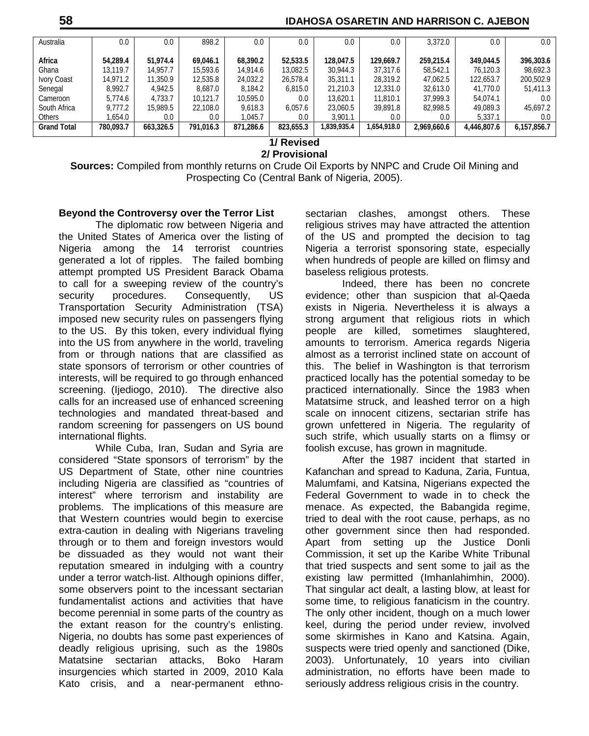| Australia | 0.0 | 0.0 | 898.2 | 0.0 | 0.0 | 0.0 | 0.0 | 3,372.0 | 0.0 | 0.0 |
|---|---|---|---|---|---|---|---|---|---|---|
| **Africa** | **54,289.4** | **51,974.4** | **69,046.1** | **68,390.2** | **52,533.5** | **128,047.5** | **129,669.7** | **259,215.4** | **349,044.5** | **396,303.6** |
| Ghana | 13,119.7 | 14,957.7 | 15,593.6 | 14,914.6 | 13,082.5 | 30,944.3 | 37,317.6 | 58,542.1 | 76,120.3 | 98,692.3 |
| Ivory Coast | 14,971.2 | 11,350.9 | 12,535.8 | 24,032.2 | 26,578.4 | 35,311.1 | 28,319.2 | 47,062.5 | 122,653.7 | 200,502.9 |
| Senegal | 8,992.7 | 4,942.5 | 8,687.0 | 8,184.2 | 6,815.0 | 21,210.3 | 12,331.0 | 32,613.0 | 41,770.0 | 51,411.3 |
| Cameroon | 5,774.6 | 4,733.7 | 10,121.7 | 10,595.0 | 0.0 | 13,620.1 | 11,810.1 | 37,999.3 | 54,074.1 | 0.0 |
| South Africa | 9,777.2 | 15,989.5 | 22,108.0 | 9,618.3 | 6,057.6 | 23,060.5 | 39,891.8 | 82,998.5 | 49,089.3 | 45,697.2 |
| Others | 1,654.0 | 0.0 | 0.0 | 1,045.7 | 0.0 | 3,901.1 | 0.0 | 0.0 | 5,337.1 | 0.0 |
| **Grand Total** | **780,093.7** | **663,326.5** | **791,016.3** | **871,286.6** | **823,655.3** | **1,839,935.4** | **1,654,918.0** | **2,969,660.6** | **4,446,807.6** | **6,157,856.7** |

**1/ Revised**
**2/ Provisional**

**Sources:** Compiled from monthly returns on Crude Oil Exports by NNPC and Crude Oil Mining and Prospecting Co (Central Bank of Nigeria, 2005).

**Beyond the Controversy over the Terror List**

The diplomatic row between Nigeria and the United States of America over the listing of Nigeria among the 14 terrorist countries generated a lot of ripples. The failed bombing attempt prompted US President Barack Obama to call for a sweeping review of the country's security procedures. Consequently, US Transportation Security Administration (TSA) imposed new security rules on passengers flying to the US. By this token, every individual flying into the US from anywhere in the world, traveling from or through nations that are classified as state sponsors of terrorism or other countries of interests, will be required to go through enhanced screening. (Ijediogo, 2010). The directive also calls for an increased use of enhanced screening technologies and mandated threat-based and random screening for passengers on US bound international flights.

While Cuba, Iran, Sudan and Syria are considered "State sponsors of terrorism" by the US Department of State, other nine countries including Nigeria are classified as "countries of interest" where terrorism and instability are problems. The implications of this measure are that Western countries would begin to exercise extra-caution in dealing with Nigerians traveling through or to them and foreign investors would be dissuaded as they would not want their reputation smeared in indulging with a country under a terror watch-list. Although opinions differ, some observers point to the incessant sectarian fundamentalist actions and activities that have become perennial in some parts of the country as the extant reason for the country's enlisting. Nigeria, no doubts has some past experiences of deadly religious uprising, such as the 1980s Matatsine sectarian attacks, Boko Haram insurgencies which started in 2009, 2010 Kala Kato crisis, and a near-permanent ethno-sectarian clashes, amongst others. These religious strives may have attracted the attention of the US and prompted the decision to tag Nigeria a terrorist sponsoring state, especially when hundreds of people are killed on flimsy and baseless religious protests.

Indeed, there has been no concrete evidence; other than suspicion that al-Qaeda exists in Nigeria. Nevertheless it is always a strong argument that religious riots in which people are killed, sometimes slaughtered, amounts to terrorism. America regards Nigeria almost as a terrorist inclined state on account of this. The belief in Washington is that terrorism practiced locally has the potential someday to be practiced internationally. Since the 1983 when Matatsime struck, and leashed terror on a high scale on innocent citizens, sectarian strife has grown unfettered in Nigeria. The regularity of such strife, which usually starts on a flimsy or foolish excuse, has grown in magnitude.

After the 1987 incident that started in Kafanchan and spread to Kaduna, Zaria, Funtua, Malumfami, and Katsina, Nigerians expected the Federal Government to wade in to check the menace. As expected, the Babangida regime, tried to deal with the root cause, perhaps, as no other government since then had responded. Apart from setting up the Justice Donli Commission, it set up the Karibe White Tribunal that tried suspects and sent some to jail as the existing law permitted (Imhanlahimhin, 2000). That singular act dealt, a lasting blow, at least for some time, to religious fanaticism in the country. The only other incident, though on a much lower keel, during the period under review, involved some skirmishes in Kano and Katsina. Again, suspects were tried openly and sanctioned (Dike, 2003). Unfortunately, 10 years into civilian administration, no efforts have been made to seriously address religious crisis in the country.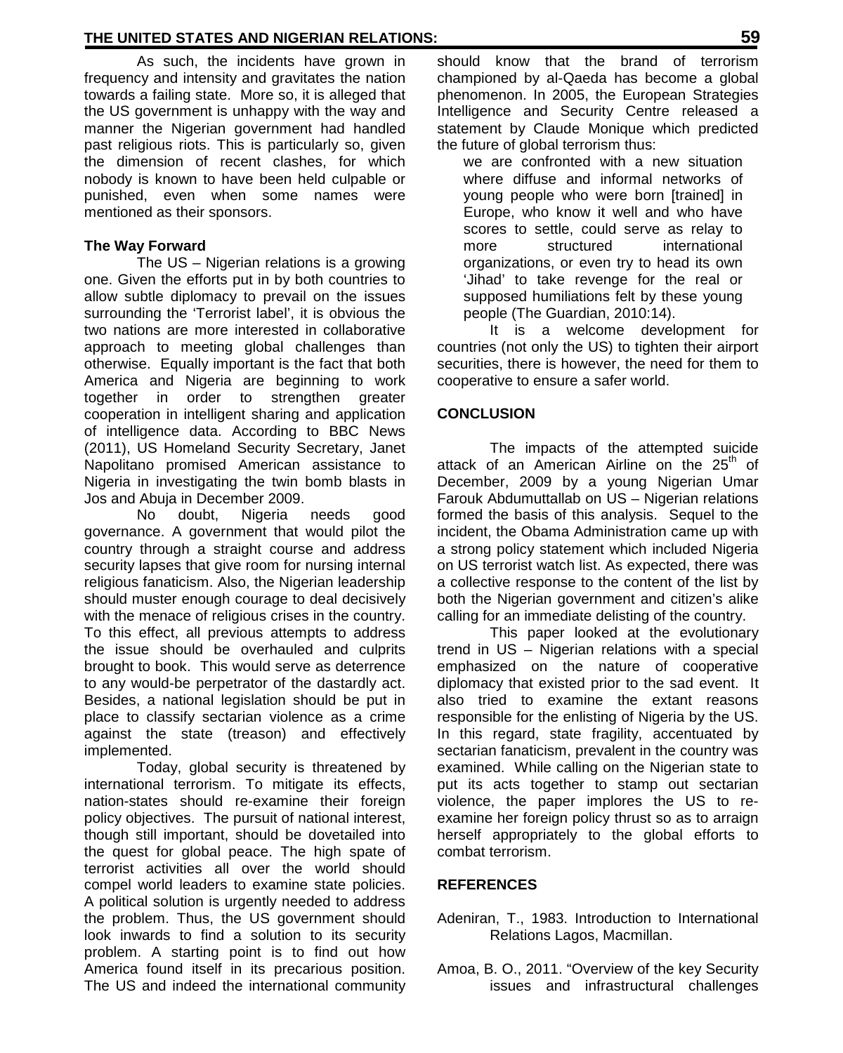As such, the incidents have grown in frequency and intensity and gravitates the nation towards a failing state. More so, it is alleged that the US government is unhappy with the way and manner the Nigerian government had handled past religious riots. This is particularly so, given the dimension of recent clashes, for which nobody is known to have been held culpable or punished, even when some names were mentioned as their sponsors.

**The Way Forward**

The US – Nigerian relations is a growing one. Given the efforts put in by both countries to allow subtle diplomacy to prevail on the issues surrounding the 'Terrorist label', it is obvious the two nations are more interested in collaborative approach to meeting global challenges than otherwise. Equally important is the fact that both America and Nigeria are beginning to work together in order to strengthen greater cooperation in intelligent sharing and application of intelligence data. According to BBC News (2011), US Homeland Security Secretary, Janet Napolitano promised American assistance to Nigeria in investigating the twin bomb blasts in Jos and Abuja in December 2009.

No doubt, Nigeria needs good governance. A government that would pilot the country through a straight course and address security lapses that give room for nursing internal religious fanaticism. Also, the Nigerian leadership should muster enough courage to deal decisively with the menace of religious crises in the country. To this effect, all previous attempts to address the issue should be overhauled and culprits brought to book. This would serve as deterrence to any would-be perpetrator of the dastardly act. Besides, a national legislation should be put in place to classify sectarian violence as a crime against the state (treason) and effectively implemented.

Today, global security is threatened by international terrorism. To mitigate its effects, nation-states should re-examine their foreign policy objectives. The pursuit of national interest, though still important, should be dovetailed into the quest for global peace. The high spate of terrorist activities all over the world should compel world leaders to examine state policies. A political solution is urgently needed to address the problem. Thus, the US government should look inwards to find a solution to its security problem. A starting point is to find out how America found itself in its precarious position. The US and indeed the international community should know that the brand of terrorism championed by al-Qaeda has become a global phenomenon. In 2005, the European Strategies Intelligence and Security Centre released a statement by Claude Monique which predicted the future of global terrorism thus:

> we are confronted with a new situation where diffuse and informal networks of young people who were born [trained] in Europe, who know it well and who have scores to settle, could serve as relay to more structured international organizations, or even try to head its own 'Jihad' to take revenge for the real or supposed humiliations felt by these young people (The Guardian, 2010:14).

It is a welcome development for countries (not only the US) to tighten their airport securities, there is however, the need for them to cooperative to ensure a safer world.

## CONCLUSION

The impacts of the attempted suicide attack of an American Airline on the 25th of December, 2009 by a young Nigerian Umar Farouk Abdumuttallab on US – Nigerian relations formed the basis of this analysis. Sequel to the incident, the Obama Administration came up with a strong policy statement which included Nigeria on US terrorist watch list. As expected, there was a collective response to the content of the list by both the Nigerian government and citizen's alike calling for an immediate delisting of the country.

This paper looked at the evolutionary trend in US – Nigerian relations with a special emphasized on the nature of cooperative diplomacy that existed prior to the sad event. It also tried to examine the extant reasons responsible for the enlisting of Nigeria by the US. In this regard, state fragility, accentuated by sectarian fanaticism, prevalent in the country was examined. While calling on the Nigerian state to put its acts together to stamp out sectarian violence, the paper implores the US to re-examine her foreign policy thrust so as to arraign herself appropriately to the global efforts to combat terrorism.

## REFERENCES

Adeniran, T., 1983. Introduction to International Relations Lagos, Macmillan.

Amoa, B. O., 2011. "Overview of the key Security issues and infrastructural challenges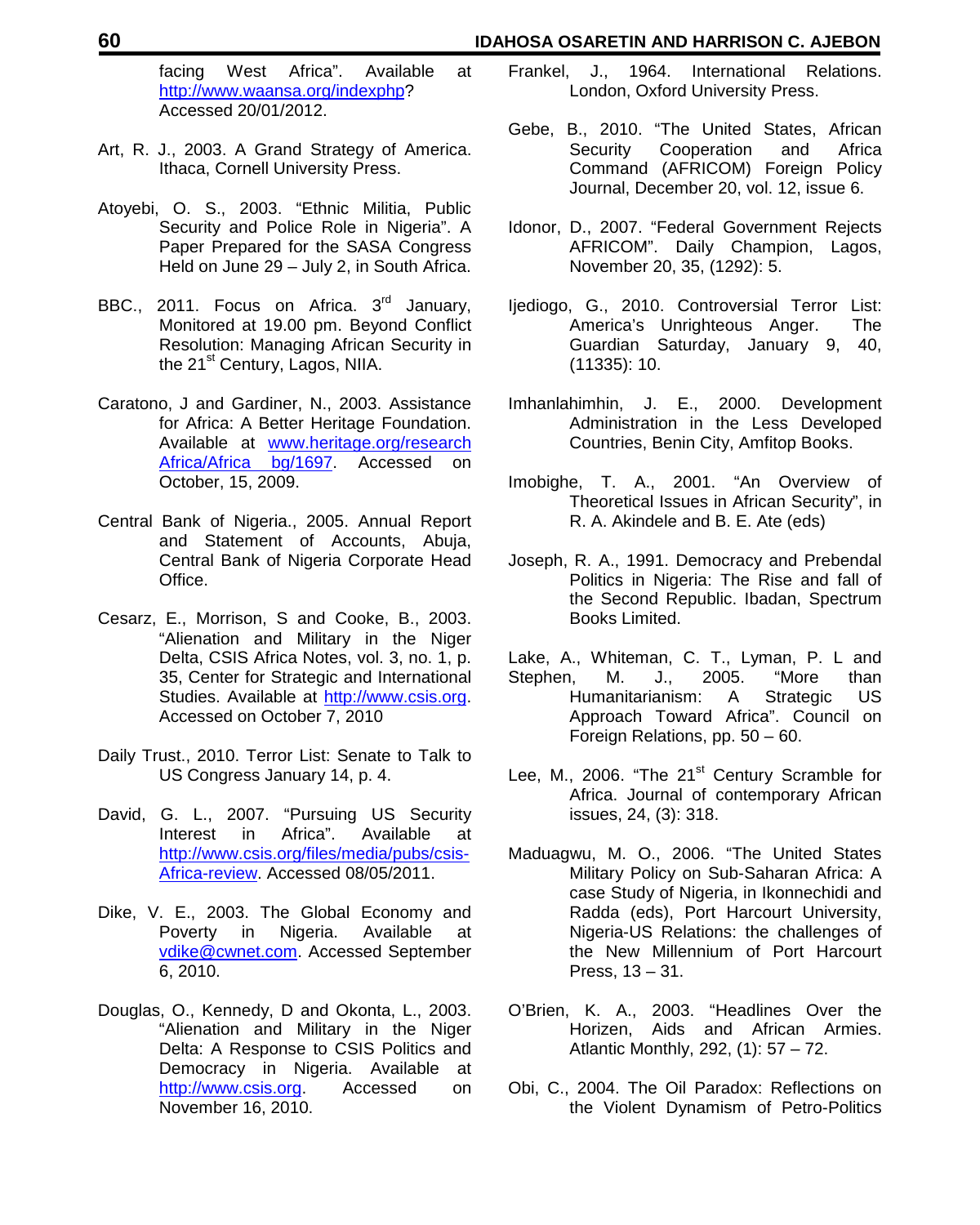facing West Africa". Available at http://www.waansa.org/indexphp? Accessed 20/01/2012.

Art, R. J., 2003. A Grand Strategy of America. Ithaca, Cornell University Press.

Atoyebi, O. S., 2003. "Ethnic Militia, Public Security and Police Role in Nigeria". A Paper Prepared for the SASA Congress Held on June 29 – July 2, in South Africa.

BBC., 2011. Focus on Africa. 3rd January, Monitored at 19.00 pm. Beyond Conflict Resolution: Managing African Security in the 21st Century, Lagos, NIIA.

Caratono, J and Gardiner, N., 2003. Assistance for Africa: A Better Heritage Foundation. Available at www.heritage.org/research Africa/Africa bg/1697. Accessed on October, 15, 2009.

Central Bank of Nigeria., 2005. Annual Report and Statement of Accounts, Abuja, Central Bank of Nigeria Corporate Head Office.

Cesarz, E., Morrison, S and Cooke, B., 2003. "Alienation and Military in the Niger Delta, CSIS Africa Notes, vol. 3, no. 1, p. 35, Center for Strategic and International Studies. Available at http://www.csis.org. Accessed on October 7, 2010

Daily Trust., 2010. Terror List: Senate to Talk to US Congress January 14, p. 4.

David, G. L., 2007. "Pursuing US Security Interest in Africa". Available at http://www.csis.org/files/media/pubs/csis-Africa-review. Accessed 08/05/2011.

Dike, V. E., 2003. The Global Economy and Poverty in Nigeria. Available at vdike@cwnet.com. Accessed September 6, 2010.

Douglas, O., Kennedy, D and Okonta, L., 2003. "Alienation and Military in the Niger Delta: A Response to CSIS Politics and Democracy in Nigeria. Available at http://www.csis.org. Accessed on November 16, 2010.

Frankel, J., 1964. International Relations. London, Oxford University Press.

Gebe, B., 2010. "The United States, African Security Cooperation and Africa Command (AFRICOM) Foreign Policy Journal, December 20, vol. 12, issue 6.

Idonor, D., 2007. "Federal Government Rejects AFRICOM". Daily Champion, Lagos, November 20, 35, (1292): 5.

Ijediogo, G., 2010. Controversial Terror List: America's Unrighteous Anger. The Guardian Saturday, January 9, 40, (11335): 10.

Imhanlahimhin, J. E., 2000. Development Administration in the Less Developed Countries, Benin City, Amfitop Books.

Imobighe, T. A., 2001. "An Overview of Theoretical Issues in African Security", in R. A. Akindele and B. E. Ate (eds)

Joseph, R. A., 1991. Democracy and Prebendal Politics in Nigeria: The Rise and fall of the Second Republic. Ibadan, Spectrum Books Limited.

Lake, A., Whiteman, C. T., Lyman, P. L and Stephen, M. J., 2005. "More than Humanitarianism: A Strategic US Approach Toward Africa". Council on Foreign Relations, pp. 50 – 60.

Lee, M., 2006. "The 21st Century Scramble for Africa. Journal of contemporary African issues, 24, (3): 318.

Maduagwu, M. O., 2006. "The United States Military Policy on Sub-Saharan Africa: A case Study of Nigeria, in Ikonnechidi and Radda (eds), Port Harcourt University, Nigeria-US Relations: the challenges of the New Millennium of Port Harcourt Press, 13 – 31.

O'Brien, K. A., 2003. "Headlines Over the Horizen, Aids and African Armies. Atlantic Monthly, 292, (1): 57 – 72.

Obi, C., 2004. The Oil Paradox: Reflections on the Violent Dynamism of Petro-Politics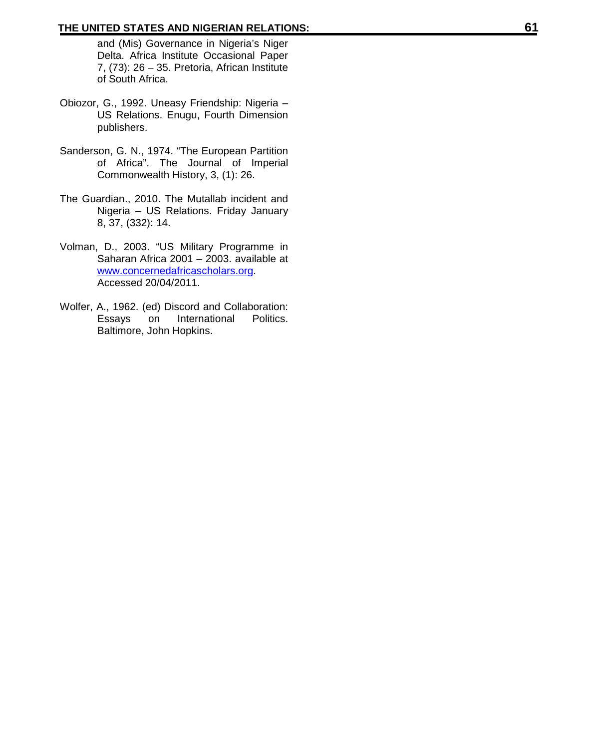and (Mis) Governance in Nigeria's Niger Delta. Africa Institute Occasional Paper 7, (73): 26 – 35. Pretoria, African Institute of South Africa.

Obiozor, G., 1992. Uneasy Friendship: Nigeria – US Relations. Enugu, Fourth Dimension publishers.

Sanderson, G. N., 1974. "The European Partition of Africa". The Journal of Imperial Commonwealth History, 3, (1): 26.

The Guardian., 2010. The Mutallab incident and Nigeria – US Relations. Friday January 8, 37, (332): 14.

Volman, D., 2003. "US Military Programme in Saharan Africa 2001 – 2003. available at www.concernedafricascholars.org. Accessed 20/04/2011.

Wolfer, A., 1962. (ed) Discord and Collaboration: Essays on International Politics. Baltimore, John Hopkins.